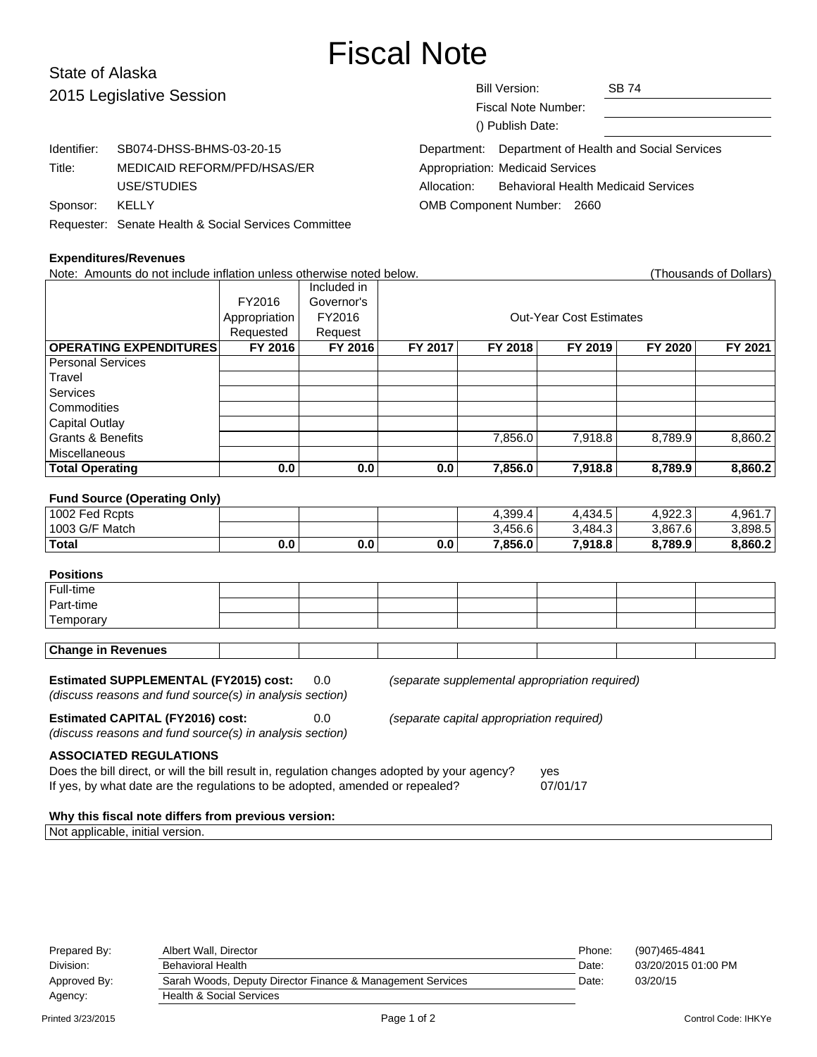# Fiscal Note

State of Alaska
2015 Legislative Session

| | |
|---|---|
| Bill Version: | SB 74 |
| Fiscal Note Number: | |
| () Publish Date: | |

| | |
|---|---|
| Identifier: | SB074-DHSS-BHMS-03-20-15 |
| Title: | MEDICAID REFORM/PFD/HSAS/ER USE/STUDIES |
| Sponsor: | KELLY |
| Requester: | Senate Health & Social Services Committee |

| | |
|---|---|
| Department: | Department of Health and Social Services |
| Appropriation: | Medicaid Services |
| Allocation: | Behavioral Health Medicaid Services |
| OMB Component Number: | 2660 |

### Expenditures/Revenues

Note: Amounts do not include inflation unless otherwise noted below. (Thousands of Dollars)

| | FY2016 Appropriation Requested | Included in Governor's FY2016 Request | Out-Year Cost Estimates | | | | |
|---|---|---|---|---|---|---|---|
| **OPERATING EXPENDITURES** | **FY 2016** | **FY 2016** | **FY 2017** | **FY 2018** | **FY 2019** | **FY 2020** | **FY 2021** |
| Personal Services | | | | | | | |
| Travel | | | | | | | |
| Services | | | | | | | |
| Commodities | | | | | | | |
| Capital Outlay | | | | | | | |
| Grants & Benefits | | | | 7,856.0 | 7,918.8 | 8,789.9 | 8,860.2 |
| Miscellaneous | | | | | | | |
| **Total Operating** | **0.0** | **0.0** | **0.0** | **7,856.0** | **7,918.8** | **8,789.9** | **8,860.2** |

### Fund Source (Operating Only)

| | | | | | | | |
|---|---|---|---|---|---|---|---|
| 1002 Fed Rcpts | | | | 4,399.4 | 4,434.5 | 4,922.3 | 4,961.7 |
| 1003 G/F Match | | | | 3,456.6 | 3,484.3 | 3,867.6 | 3,898.5 |
| **Total** | **0.0** | **0.0** | **0.0** | **7,856.0** | **7,918.8** | **8,789.9** | **8,860.2** |

### Positions

| | | | | | | | |
|---|---|---|---|---|---|---|---|
| Full-time | | | | | | | |
| Part-time | | | | | | | |
| Temporary | | | | | | | |

| | | | | | | | |
|---|---|---|---|---|---|---|---|
| **Change in Revenues** | | | | | | | |

**Estimated SUPPLEMENTAL (FY2015) cost:** 0.0 *(separate supplemental appropriation required)*
*(discuss reasons and fund source(s) in analysis section)*

**Estimated CAPITAL (FY2016) cost:** 0.0 *(separate capital appropriation required)*
*(discuss reasons and fund source(s) in analysis section)*

### ASSOCIATED REGULATIONS

Does the bill direct, or will the bill result in, regulation changes adopted by your agency? yes
If yes, by what date are the regulations to be adopted, amended or repealed? 07/01/17

### Why this fiscal note differs from previous version:

Not applicable, initial version.

| | | | |
|---|---|---|---|
| Prepared By: | Albert Wall, Director | Phone: | (907)465-4841 |
| Division: | Behavioral Health | Date: | 03/20/2015 01:00 PM |
| Approved By: | Sarah Woods, Deputy Director Finance & Management Services | Date: | 03/20/15 |
| Agency: | Health & Social Services | | |

Printed 3/23/2015 Control Code: IHKYe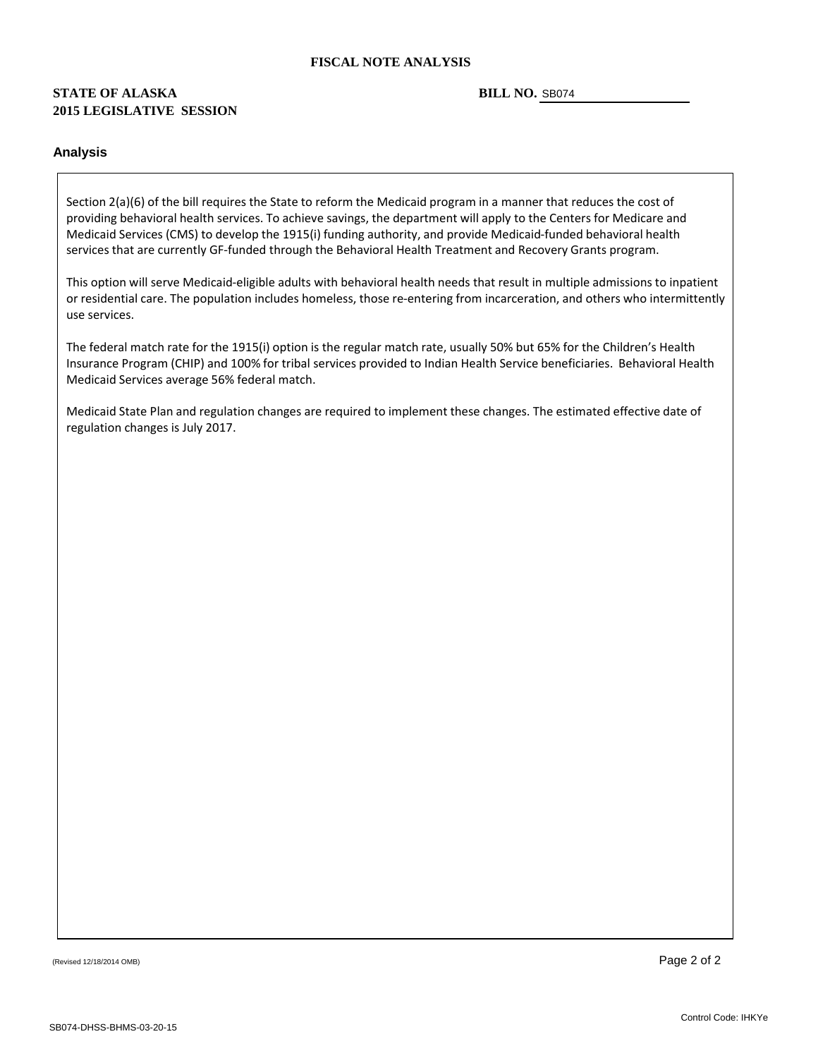**FISCAL NOTE ANALYSIS**

**STATE OF ALASKA**
**2015 LEGISLATIVE SESSION**

**BILL NO.** SB074

## Analysis

Section 2(a)(6) of the bill requires the State to reform the Medicaid program in a manner that reduces the cost of providing behavioral health services. To achieve savings, the department will apply to the Centers for Medicare and Medicaid Services (CMS) to develop the 1915(i) funding authority, and provide Medicaid-funded behavioral health services that are currently GF-funded through the Behavioral Health Treatment and Recovery Grants program.

This option will serve Medicaid-eligible adults with behavioral health needs that result in multiple admissions to inpatient or residential care. The population includes homeless, those re-entering from incarceration, and others who intermittently use services.

The federal match rate for the 1915(i) option is the regular match rate, usually 50% but 65% for the Children's Health Insurance Program (CHIP) and 100% for tribal services provided to Indian Health Service beneficiaries. Behavioral Health Medicaid Services average 56% federal match.

Medicaid State Plan and regulation changes are required to implement these changes. The estimated effective date of regulation changes is July 2017.

(Revised 12/18/2014 OMB)

Control Code: IHKYe

SB074-DHSS-BHMS-03-20-15